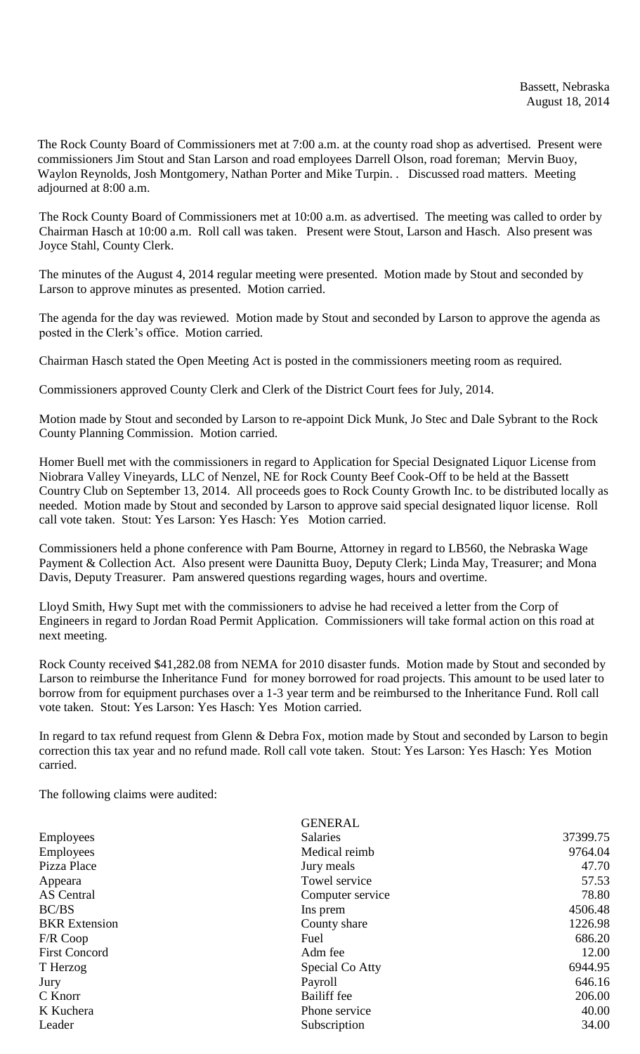Bassett, Nebraska
August 18, 2014

The Rock County Board of Commissioners met at 7:00 a.m. at the county road shop as advertised. Present were commissioners Jim Stout and Stan Larson and road employees Darrell Olson, road foreman; Mervin Buoy, Waylon Reynolds, Josh Montgomery, Nathan Porter and Mike Turpin. . Discussed road matters. Meeting adjourned at 8:00 a.m.

The Rock County Board of Commissioners met at 10:00 a.m. as advertised. The meeting was called to order by Chairman Hasch at 10:00 a.m. Roll call was taken. Present were Stout, Larson and Hasch. Also present was Joyce Stahl, County Clerk.

The minutes of the August 4, 2014 regular meeting were presented. Motion made by Stout and seconded by Larson to approve minutes as presented. Motion carried.

The agenda for the day was reviewed. Motion made by Stout and seconded by Larson to approve the agenda as posted in the Clerk's office. Motion carried.

Chairman Hasch stated the Open Meeting Act is posted in the commissioners meeting room as required.

Commissioners approved County Clerk and Clerk of the District Court fees for July, 2014.

Motion made by Stout and seconded by Larson to re-appoint Dick Munk, Jo Stec and Dale Sybrant to the Rock County Planning Commission. Motion carried.

Homer Buell met with the commissioners in regard to Application for Special Designated Liquor License from Niobrara Valley Vineyards, LLC of Nenzel, NE for Rock County Beef Cook-Off to be held at the Bassett Country Club on September 13, 2014. All proceeds goes to Rock County Growth Inc. to be distributed locally as needed. Motion made by Stout and seconded by Larson to approve said special designated liquor license. Roll call vote taken. Stout: Yes Larson: Yes Hasch: Yes Motion carried.

Commissioners held a phone conference with Pam Bourne, Attorney in regard to LB560, the Nebraska Wage Payment & Collection Act. Also present were Daunitta Buoy, Deputy Clerk; Linda May, Treasurer; and Mona Davis, Deputy Treasurer. Pam answered questions regarding wages, hours and overtime.

Lloyd Smith, Hwy Supt met with the commissioners to advise he had received a letter from the Corp of Engineers in regard to Jordan Road Permit Application. Commissioners will take formal action on this road at next meeting.

Rock County received $41,282.08 from NEMA for 2010 disaster funds. Motion made by Stout and seconded by Larson to reimburse the Inheritance Fund for money borrowed for road projects. This amount to be used later to borrow from for equipment purchases over a 1-3 year term and be reimbursed to the Inheritance Fund. Roll call vote taken. Stout: Yes Larson: Yes Hasch: Yes Motion carried.

In regard to tax refund request from Glenn & Debra Fox, motion made by Stout and seconded by Larson to begin correction this tax year and no refund made. Roll call vote taken. Stout: Yes Larson: Yes Hasch: Yes Motion carried.

The following claims were audited:

| | GENERAL | |
|---|---|---|
| Employees | Salaries | 37399.75 |
| Employees | Medical reimb | 9764.04 |
| Pizza Place | Jury meals | 47.70 |
| Appeara | Towel service | 57.53 |
| AS Central | Computer service | 78.80 |
| BC/BS | Ins prem | 4506.48 |
| BKR Extension | County share | 1226.98 |
| F/R Coop | Fuel | 686.20 |
| First Concord | Adm fee | 12.00 |
| T Herzog | Special Co Atty | 6944.95 |
| Jury | Payroll | 646.16 |
| C Knorr | Bailiff fee | 206.00 |
| K Kuchera | Phone service | 40.00 |
| Leader | Subscription | 34.00 |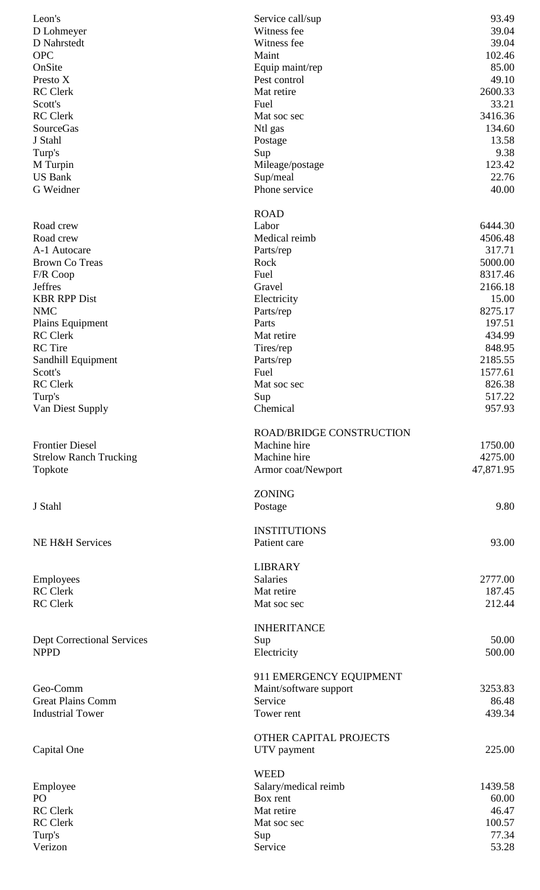| | | |
|---|---|---|
| Leon's | Service call/sup | 93.49 |
| D Lohmeyer | Witness fee | 39.04 |
| D Nahrstedt | Witness fee | 39.04 |
| OPC | Maint | 102.46 |
| OnSite | Equip maint/rep | 85.00 |
| Presto X | Pest control | 49.10 |
| RC Clerk | Mat retire | 2600.33 |
| Scott's | Fuel | 33.21 |
| RC Clerk | Mat soc sec | 3416.36 |
| SourceGas | Ntl gas | 134.60 |
| J Stahl | Postage | 13.58 |
| Turp's | Sup | 9.38 |
| M Turpin | Mileage/postage | 123.42 |
| US Bank | Sup/meal | 22.76 |
| G Weidner | Phone service | 40.00 |

ROAD

| | | |
|---|---|---|
| Road crew | Labor | 6444.30 |
| Road crew | Medical reimb | 4506.48 |
| A-1 Autocare | Parts/rep | 317.71 |
| Brown Co Treas | Rock | 5000.00 |
| F/R Coop | Fuel | 8317.46 |
| Jeffres | Gravel | 2166.18 |
| KBR RPP Dist | Electricity | 15.00 |
| NMC | Parts/rep | 8275.17 |
| Plains Equipment | Parts | 197.51 |
| RC Clerk | Mat retire | 434.99 |
| RC Tire | Tires/rep | 848.95 |
| Sandhill Equipment | Parts/rep | 2185.55 |
| Scott's | Fuel | 1577.61 |
| RC Clerk | Mat soc sec | 826.38 |
| Turp's | Sup | 517.22 |
| Van Diest Supply | Chemical | 957.93 |

ROAD/BRIDGE CONSTRUCTION

| | | |
|---|---|---|
| Frontier Diesel | Machine hire | 1750.00 |
| Strelow Ranch Trucking | Machine hire | 4275.00 |
| Topkote | Armor coat/Newport | 47,871.95 |

ZONING

| | | |
|---|---|---|
| J Stahl | Postage | 9.80 |

INSTITUTIONS

| | | |
|---|---|---|
| NE H&H Services | Patient care | 93.00 |

LIBRARY

| | | |
|---|---|---|
| Employees | Salaries | 2777.00 |
| RC Clerk | Mat retire | 187.45 |
| RC Clerk | Mat soc sec | 212.44 |

INHERITANCE

| | | |
|---|---|---|
| Dept Correctional Services | Sup | 50.00 |
| NPPD | Electricity | 500.00 |

911 EMERGENCY EQUIPMENT

| | | |
|---|---|---|
| Geo-Comm | Maint/software support | 3253.83 |
| Great Plains Comm | Service | 86.48 |
| Industrial Tower | Tower rent | 439.34 |

OTHER CAPITAL PROJECTS

| | | |
|---|---|---|
| Capital One | UTV payment | 225.00 |

WEED

| | | |
|---|---|---|
| Employee | Salary/medical reimb | 1439.58 |
| PO | Box rent | 60.00 |
| RC Clerk | Mat retire | 46.47 |
| RC Clerk | Mat soc sec | 100.57 |
| Turp's | Sup | 77.34 |
| Verizon | Service | 53.28 |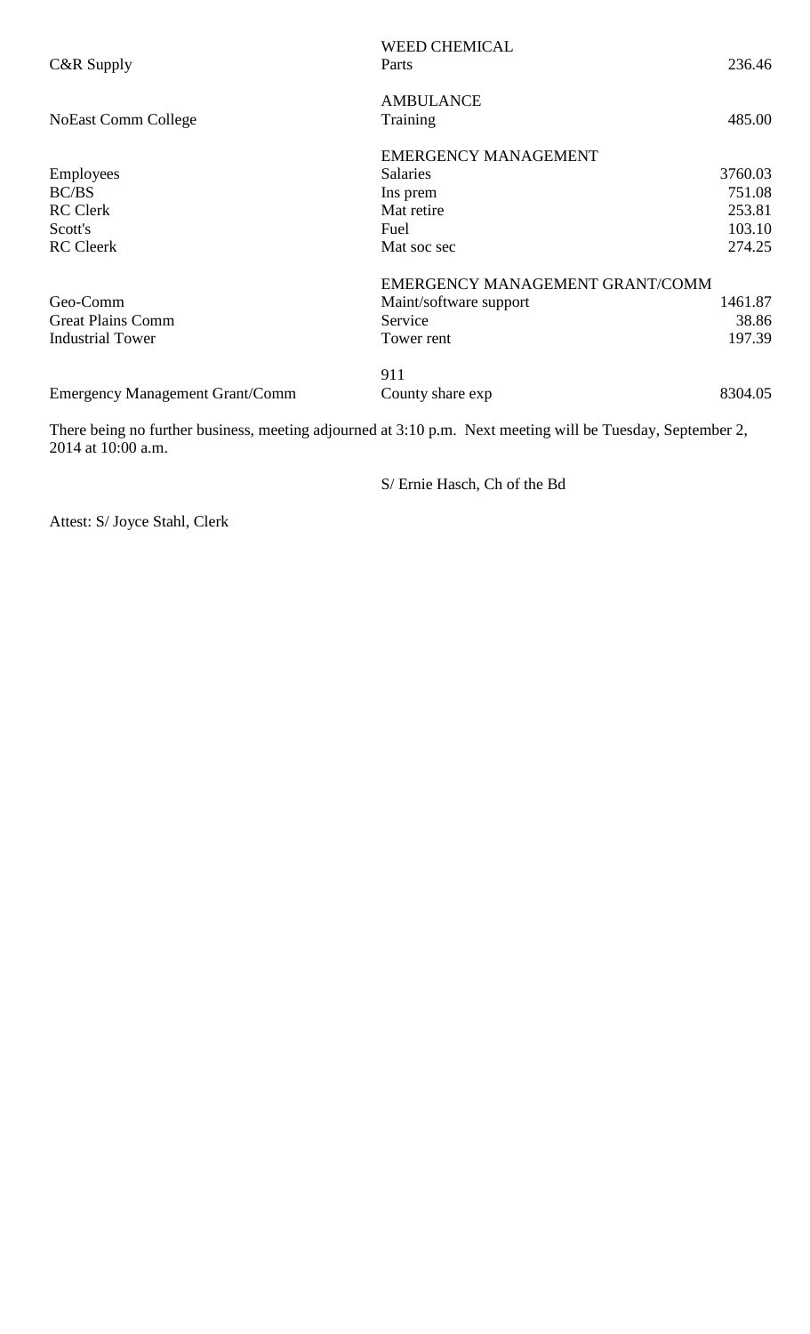| | | |
|---|---|---|
| | WEED CHEMICAL | |
| C&R Supply | Parts | 236.46 |
| | AMBULANCE | |
| NoEast Comm College | Training | 485.00 |
| | EMERGENCY MANAGEMENT | |
| Employees | Salaries | 3760.03 |
| BC/BS | Ins prem | 751.08 |
| RC Clerk | Mat retire | 253.81 |
| Scott's | Fuel | 103.10 |
| RC Cleerk | Mat soc sec | 274.25 |
| | EMERGENCY MANAGEMENT GRANT/COMM | |
| Geo-Comm | Maint/software support | 1461.87 |
| Great Plains Comm | Service | 38.86 |
| Industrial Tower | Tower rent | 197.39 |
| | 911 | |
| Emergency Management Grant/Comm | County share exp | 8304.05 |

There being no further business, meeting adjourned at 3:10 p.m. Next meeting will be Tuesday, September 2, 2014 at 10:00 a.m.

S/ Ernie Hasch, Ch of the Bd

Attest: S/ Joyce Stahl, Clerk